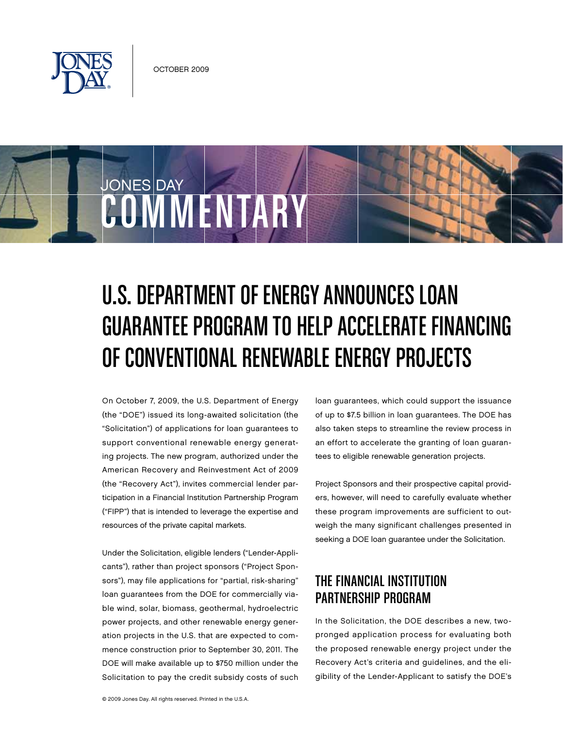OCTOBER 2009

JONES DAY COMMENTARY

# U.S. DEPARTMENT OF ENERGY ANNOUNCES LOAN GUARANTEE PROGRAM TO HELP ACCELERATE FINANCING OF CONVENTIONAL RENEWABLE ENERGY PROJECTS

On October 7, 2009, the U.S. Department of Energy (the "DOE") issued its long-awaited solicitation (the "Solicitation") of applications for loan guarantees to support conventional renewable energy generating projects. The new program, authorized under the American Recovery and Reinvestment Act of 2009 (the "Recovery Act"), invites commercial lender participation in a Financial Institution Partnership Program ("FIPP") that is intended to leverage the expertise and resources of the private capital markets.

Under the Solicitation, eligible lenders ("Lender-Applicants"), rather than project sponsors ("Project Sponsors"), may file applications for "partial, risk-sharing" loan guarantees from the DOE for commercially viable wind, solar, biomass, geothermal, hydroelectric power projects, and other renewable energy generation projects in the U.S. that are expected to commence construction prior to September 30, 2011. The DOE will make available up to $750 million under the Solicitation to pay the credit subsidy costs of such loan guarantees, which could support the issuance of up to $7.5 billion in loan guarantees. The DOE has also taken steps to streamline the review process in an effort to accelerate the granting of loan guarantees to eligible renewable generation projects.

Project Sponsors and their prospective capital providers, however, will need to carefully evaluate whether these program improvements are sufficient to outweigh the many significant challenges presented in seeking a DOE loan guarantee under the Solicitation.

## THE FINANCIAL INSTITUTION PARTNERSHIP PROGRAM

In the Solicitation, the DOE describes a new, two-pronged application process for evaluating both the proposed renewable energy project under the Recovery Act's criteria and guidelines, and the eligibility of the Lender-Applicant to satisfy the DOE's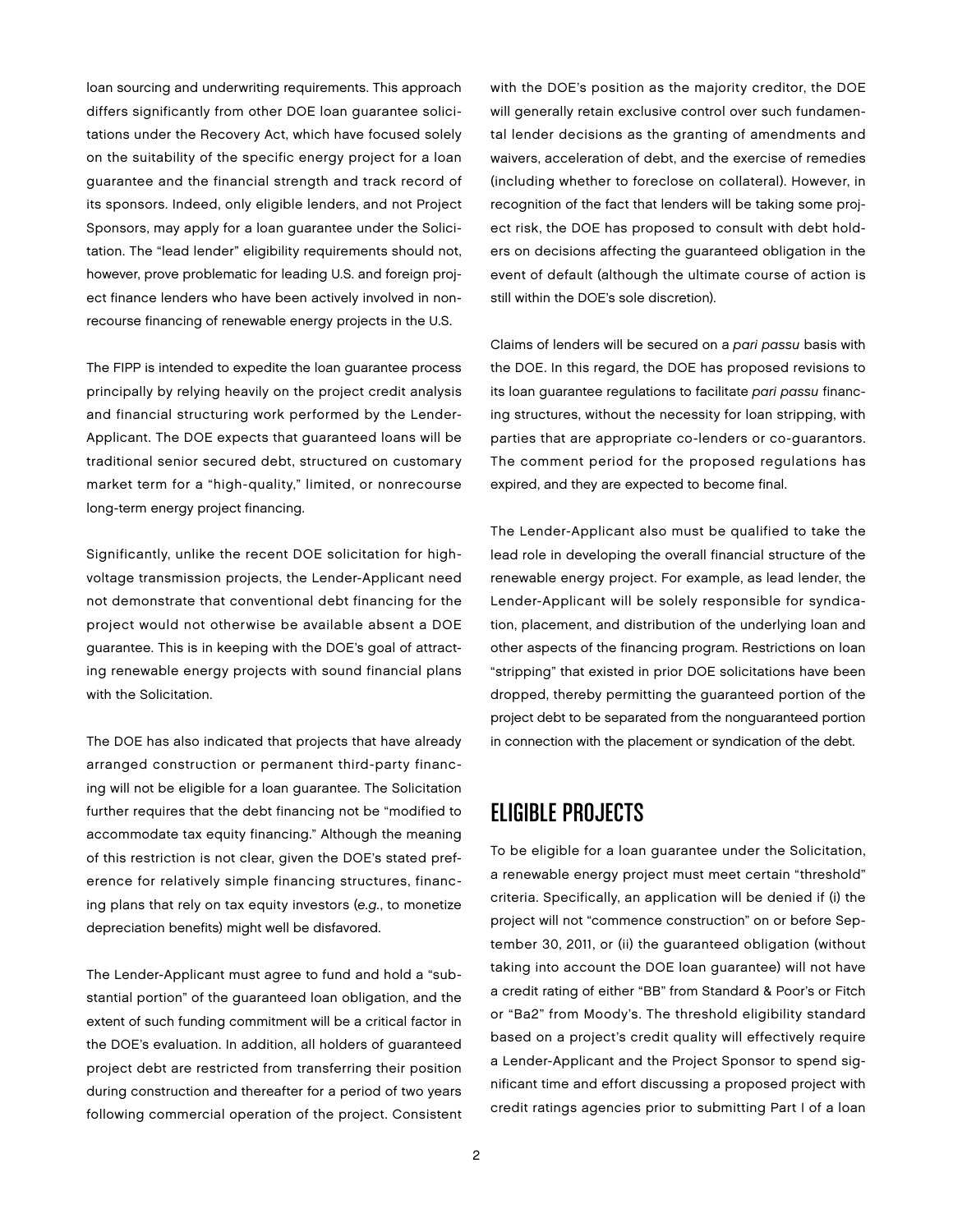loan sourcing and underwriting requirements. This approach differs significantly from other DOE loan guarantee solicitations under the Recovery Act, which have focused solely on the suitability of the specific energy project for a loan guarantee and the financial strength and track record of its sponsors. Indeed, only eligible lenders, and not Project Sponsors, may apply for a loan guarantee under the Solicitation. The "lead lender" eligibility requirements should not, however, prove problematic for leading U.S. and foreign project finance lenders who have been actively involved in nonrecourse financing of renewable energy projects in the U.S.

The FIPP is intended to expedite the loan guarantee process principally by relying heavily on the project credit analysis and financial structuring work performed by the Lender-Applicant. The DOE expects that guaranteed loans will be traditional senior secured debt, structured on customary market term for a "high-quality," limited, or nonrecourse long-term energy project financing.

Significantly, unlike the recent DOE solicitation for high-voltage transmission projects, the Lender-Applicant need not demonstrate that conventional debt financing for the project would not otherwise be available absent a DOE guarantee. This is in keeping with the DOE's goal of attracting renewable energy projects with sound financial plans with the Solicitation.

The DOE has also indicated that projects that have already arranged construction or permanent third-party financing will not be eligible for a loan guarantee. The Solicitation further requires that the debt financing not be "modified to accommodate tax equity financing." Although the meaning of this restriction is not clear, given the DOE's stated preference for relatively simple financing structures, financing plans that rely on tax equity investors (*e.g.*, to monetize depreciation benefits) might well be disfavored.

The Lender-Applicant must agree to fund and hold a "substantial portion" of the guaranteed loan obligation, and the extent of such funding commitment will be a critical factor in the DOE's evaluation. In addition, all holders of guaranteed project debt are restricted from transferring their position during construction and thereafter for a period of two years following commercial operation of the project. Consistent with the DOE's position as the majority creditor, the DOE will generally retain exclusive control over such fundamental lender decisions as the granting of amendments and waivers, acceleration of debt, and the exercise of remedies (including whether to foreclose on collateral). However, in recognition of the fact that lenders will be taking some project risk, the DOE has proposed to consult with debt holders on decisions affecting the guaranteed obligation in the event of default (although the ultimate course of action is still within the DOE's sole discretion).

Claims of lenders will be secured on a *pari passu* basis with the DOE. In this regard, the DOE has proposed revisions to its loan guarantee regulations to facilitate *pari passu* financing structures, without the necessity for loan stripping, with parties that are appropriate co-lenders or co-guarantors. The comment period for the proposed regulations has expired, and they are expected to become final.

The Lender-Applicant also must be qualified to take the lead role in developing the overall financial structure of the renewable energy project. For example, as lead lender, the Lender-Applicant will be solely responsible for syndication, placement, and distribution of the underlying loan and other aspects of the financing program. Restrictions on loan "stripping" that existed in prior DOE solicitations have been dropped, thereby permitting the guaranteed portion of the project debt to be separated from the nonguaranteed portion in connection with the placement or syndication of the debt.

## ELIGIBLE PROJECTS

To be eligible for a loan guarantee under the Solicitation, a renewable energy project must meet certain "threshold" criteria. Specifically, an application will be denied if (i) the project will not "commence construction" on or before September 30, 2011, or (ii) the guaranteed obligation (without taking into account the DOE loan guarantee) will not have a credit rating of either "BB" from Standard & Poor's or Fitch or "Ba2" from Moody's. The threshold eligibility standard based on a project's credit quality will effectively require a Lender-Applicant and the Project Sponsor to spend significant time and effort discussing a proposed project with credit ratings agencies prior to submitting Part I of a loan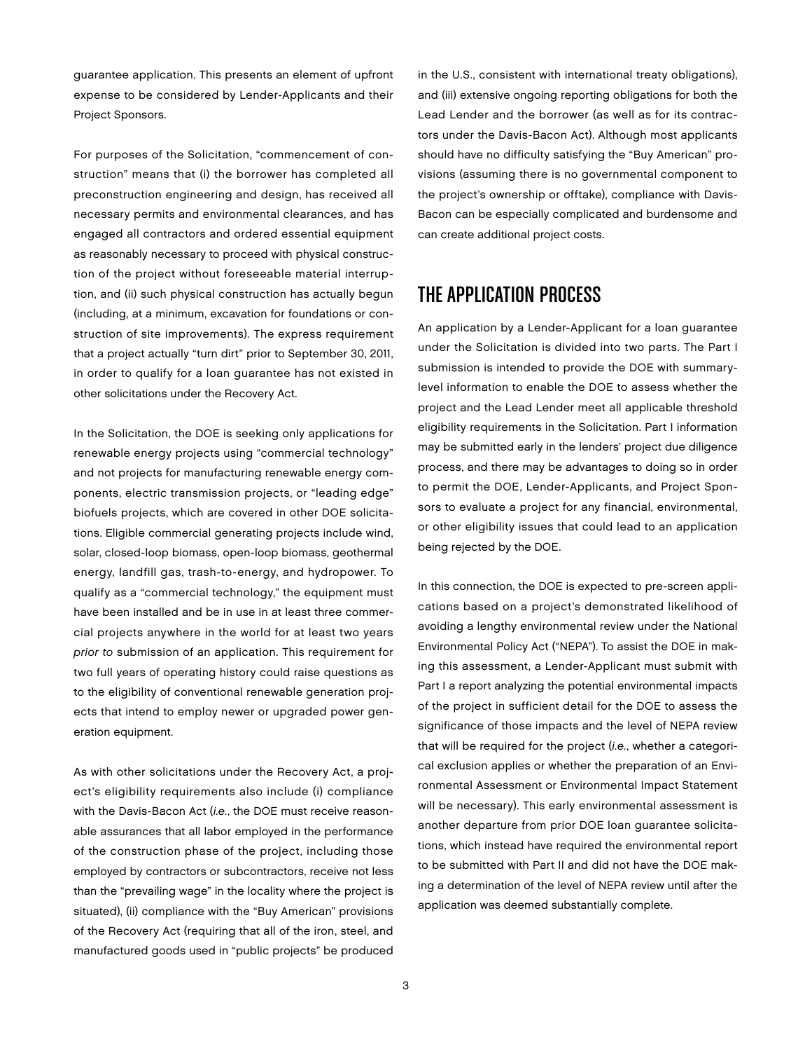guarantee application. This presents an element of upfront expense to be considered by Lender-Applicants and their Project Sponsors.

For purposes of the Solicitation, "commencement of construction" means that (i) the borrower has completed all preconstruction engineering and design, has received all necessary permits and environmental clearances, and has engaged all contractors and ordered essential equipment as reasonably necessary to proceed with physical construction of the project without foreseeable material interruption, and (ii) such physical construction has actually begun (including, at a minimum, excavation for foundations or construction of site improvements). The express requirement that a project actually "turn dirt" prior to September 30, 2011, in order to qualify for a loan guarantee has not existed in other solicitations under the Recovery Act.

In the Solicitation, the DOE is seeking only applications for renewable energy projects using "commercial technology" and not projects for manufacturing renewable energy components, electric transmission projects, or "leading edge" biofuels projects, which are covered in other DOE solicitations. Eligible commercial generating projects include wind, solar, closed-loop biomass, open-loop biomass, geothermal energy, landfill gas, trash-to-energy, and hydropower. To qualify as a "commercial technology," the equipment must have been installed and be in use in at least three commercial projects anywhere in the world for at least two years *prior to* submission of an application. This requirement for two full years of operating history could raise questions as to the eligibility of conventional renewable generation projects that intend to employ newer or upgraded power generation equipment.

As with other solicitations under the Recovery Act, a project's eligibility requirements also include (i) compliance with the Davis-Bacon Act (*i.e.*, the DOE must receive reasonable assurances that all labor employed in the performance of the construction phase of the project, including those employed by contractors or subcontractors, receive not less than the "prevailing wage" in the locality where the project is situated), (ii) compliance with the "Buy American" provisions of the Recovery Act (requiring that all of the iron, steel, and manufactured goods used in "public projects" be produced in the U.S., consistent with international treaty obligations), and (iii) extensive ongoing reporting obligations for both the Lead Lender and the borrower (as well as for its contractors under the Davis-Bacon Act). Although most applicants should have no difficulty satisfying the "Buy American" provisions (assuming there is no governmental component to the project's ownership or offtake), compliance with Davis-Bacon can be especially complicated and burdensome and can create additional project costs.

## THE APPLICATION PROCESS

An application by a Lender-Applicant for a loan guarantee under the Solicitation is divided into two parts. The Part I submission is intended to provide the DOE with summary-level information to enable the DOE to assess whether the project and the Lead Lender meet all applicable threshold eligibility requirements in the Solicitation. Part I information may be submitted early in the lenders' project due diligence process, and there may be advantages to doing so in order to permit the DOE, Lender-Applicants, and Project Sponsors to evaluate a project for any financial, environmental, or other eligibility issues that could lead to an application being rejected by the DOE.

In this connection, the DOE is expected to pre-screen applications based on a project's demonstrated likelihood of avoiding a lengthy environmental review under the National Environmental Policy Act ("NEPA"). To assist the DOE in making this assessment, a Lender-Applicant must submit with Part I a report analyzing the potential environmental impacts of the project in sufficient detail for the DOE to assess the significance of those impacts and the level of NEPA review that will be required for the project (*i.e.*, whether a categorical exclusion applies or whether the preparation of an Environmental Assessment or Environmental Impact Statement will be necessary). This early environmental assessment is another departure from prior DOE loan guarantee solicitations, which instead have required the environmental report to be submitted with Part II and did not have the DOE making a determination of the level of NEPA review until after the application was deemed substantially complete.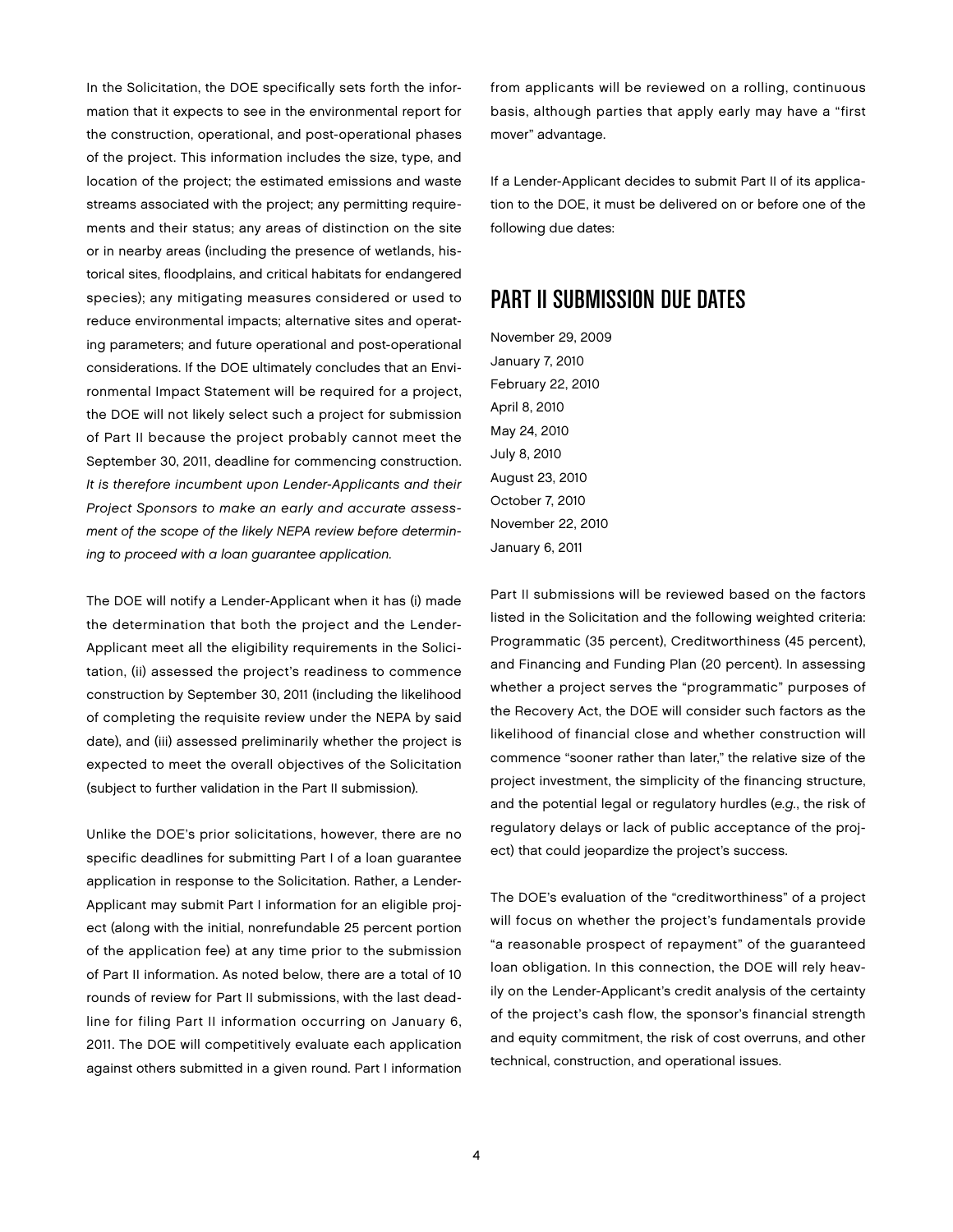In the Solicitation, the DOE specifically sets forth the information that it expects to see in the environmental report for the construction, operational, and post-operational phases of the project. This information includes the size, type, and location of the project; the estimated emissions and waste streams associated with the project; any permitting requirements and their status; any areas of distinction on the site or in nearby areas (including the presence of wetlands, historical sites, floodplains, and critical habitats for endangered species); any mitigating measures considered or used to reduce environmental impacts; alternative sites and operating parameters; and future operational and post-operational considerations. If the DOE ultimately concludes that an Environmental Impact Statement will be required for a project, the DOE will not likely select such a project for submission of Part II because the project probably cannot meet the September 30, 2011, deadline for commencing construction. *It is therefore incumbent upon Lender-Applicants and their Project Sponsors to make an early and accurate assessment of the scope of the likely NEPA review before determining to proceed with a loan guarantee application.*

The DOE will notify a Lender-Applicant when it has (i) made the determination that both the project and the Lender-Applicant meet all the eligibility requirements in the Solicitation, (ii) assessed the project's readiness to commence construction by September 30, 2011 (including the likelihood of completing the requisite review under the NEPA by said date), and (iii) assessed preliminarily whether the project is expected to meet the overall objectives of the Solicitation (subject to further validation in the Part II submission).

Unlike the DOE's prior solicitations, however, there are no specific deadlines for submitting Part I of a loan guarantee application in response to the Solicitation. Rather, a Lender-Applicant may submit Part I information for an eligible project (along with the initial, nonrefundable 25 percent portion of the application fee) at any time prior to the submission of Part II information. As noted below, there are a total of 10 rounds of review for Part II submissions, with the last deadline for filing Part II information occurring on January 6, 2011. The DOE will competitively evaluate each application against others submitted in a given round. Part I information from applicants will be reviewed on a rolling, continuous basis, although parties that apply early may have a "first mover" advantage.

If a Lender-Applicant decides to submit Part II of its application to the DOE, it must be delivered on or before one of the following due dates:

## PART II SUBMISSION DUE DATES

November 29, 2009
January 7, 2010
February 22, 2010
April 8, 2010
May 24, 2010
July 8, 2010
August 23, 2010
October 7, 2010
November 22, 2010
January 6, 2011

Part II submissions will be reviewed based on the factors listed in the Solicitation and the following weighted criteria: Programmatic (35 percent), Creditworthiness (45 percent), and Financing and Funding Plan (20 percent). In assessing whether a project serves the "programmatic" purposes of the Recovery Act, the DOE will consider such factors as the likelihood of financial close and whether construction will commence "sooner rather than later," the relative size of the project investment, the simplicity of the financing structure, and the potential legal or regulatory hurdles (*e.g.*, the risk of regulatory delays or lack of public acceptance of the project) that could jeopardize the project's success.

The DOE's evaluation of the "creditworthiness" of a project will focus on whether the project's fundamentals provide "a reasonable prospect of repayment" of the guaranteed loan obligation. In this connection, the DOE will rely heavily on the Lender-Applicant's credit analysis of the certainty of the project's cash flow, the sponsor's financial strength and equity commitment, the risk of cost overruns, and other technical, construction, and operational issues.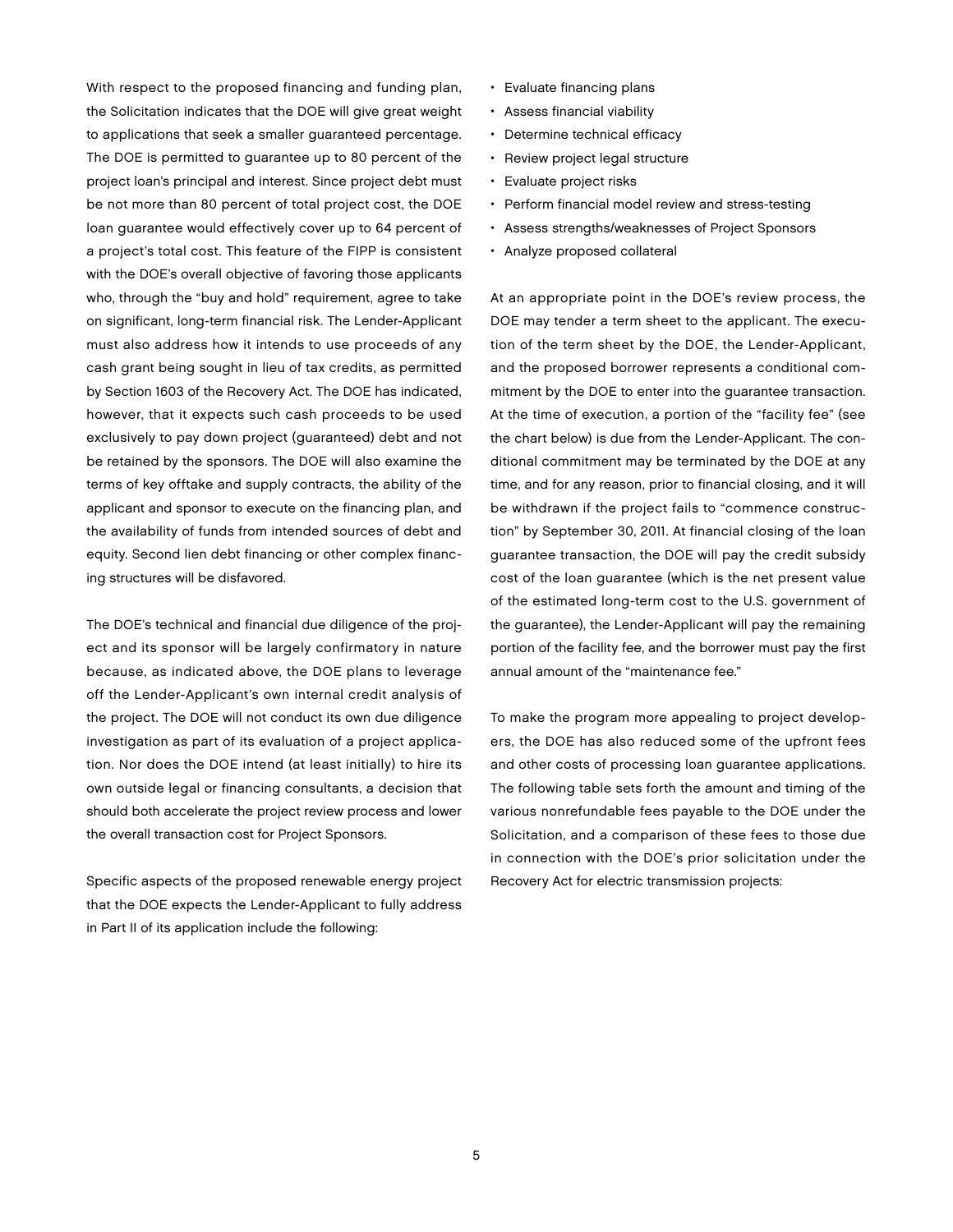With respect to the proposed financing and funding plan, the Solicitation indicates that the DOE will give great weight to applications that seek a smaller guaranteed percentage. The DOE is permitted to guarantee up to 80 percent of the project loan's principal and interest. Since project debt must be not more than 80 percent of total project cost, the DOE loan guarantee would effectively cover up to 64 percent of a project's total cost. This feature of the FIPP is consistent with the DOE's overall objective of favoring those applicants who, through the "buy and hold" requirement, agree to take on significant, long-term financial risk. The Lender-Applicant must also address how it intends to use proceeds of any cash grant being sought in lieu of tax credits, as permitted by Section 1603 of the Recovery Act. The DOE has indicated, however, that it expects such cash proceeds to be used exclusively to pay down project (guaranteed) debt and not be retained by the sponsors. The DOE will also examine the terms of key offtake and supply contracts, the ability of the applicant and sponsor to execute on the financing plan, and the availability of funds from intended sources of debt and equity. Second lien debt financing or other complex financing structures will be disfavored.

The DOE's technical and financial due diligence of the project and its sponsor will be largely confirmatory in nature because, as indicated above, the DOE plans to leverage off the Lender-Applicant's own internal credit analysis of the project. The DOE will not conduct its own due diligence investigation as part of its evaluation of a project application. Nor does the DOE intend (at least initially) to hire its own outside legal or financing consultants, a decision that should both accelerate the project review process and lower the overall transaction cost for Project Sponsors.

Specific aspects of the proposed renewable energy project that the DOE expects the Lender-Applicant to fully address in Part II of its application include the following:

- Evaluate financing plans
- Assess financial viability
- Determine technical efficacy
- Review project legal structure
- Evaluate project risks
- Perform financial model review and stress-testing
- Assess strengths/weaknesses of Project Sponsors
- Analyze proposed collateral

At an appropriate point in the DOE's review process, the DOE may tender a term sheet to the applicant. The execution of the term sheet by the DOE, the Lender-Applicant, and the proposed borrower represents a conditional commitment by the DOE to enter into the guarantee transaction. At the time of execution, a portion of the "facility fee" (see the chart below) is due from the Lender-Applicant. The conditional commitment may be terminated by the DOE at any time, and for any reason, prior to financial closing, and it will be withdrawn if the project fails to "commence construction" by September 30, 2011. At financial closing of the loan guarantee transaction, the DOE will pay the credit subsidy cost of the loan guarantee (which is the net present value of the estimated long-term cost to the U.S. government of the guarantee), the Lender-Applicant will pay the remaining portion of the facility fee, and the borrower must pay the first annual amount of the "maintenance fee."

To make the program more appealing to project developers, the DOE has also reduced some of the upfront fees and other costs of processing loan guarantee applications. The following table sets forth the amount and timing of the various nonrefundable fees payable to the DOE under the Solicitation, and a comparison of these fees to those due in connection with the DOE's prior solicitation under the Recovery Act for electric transmission projects: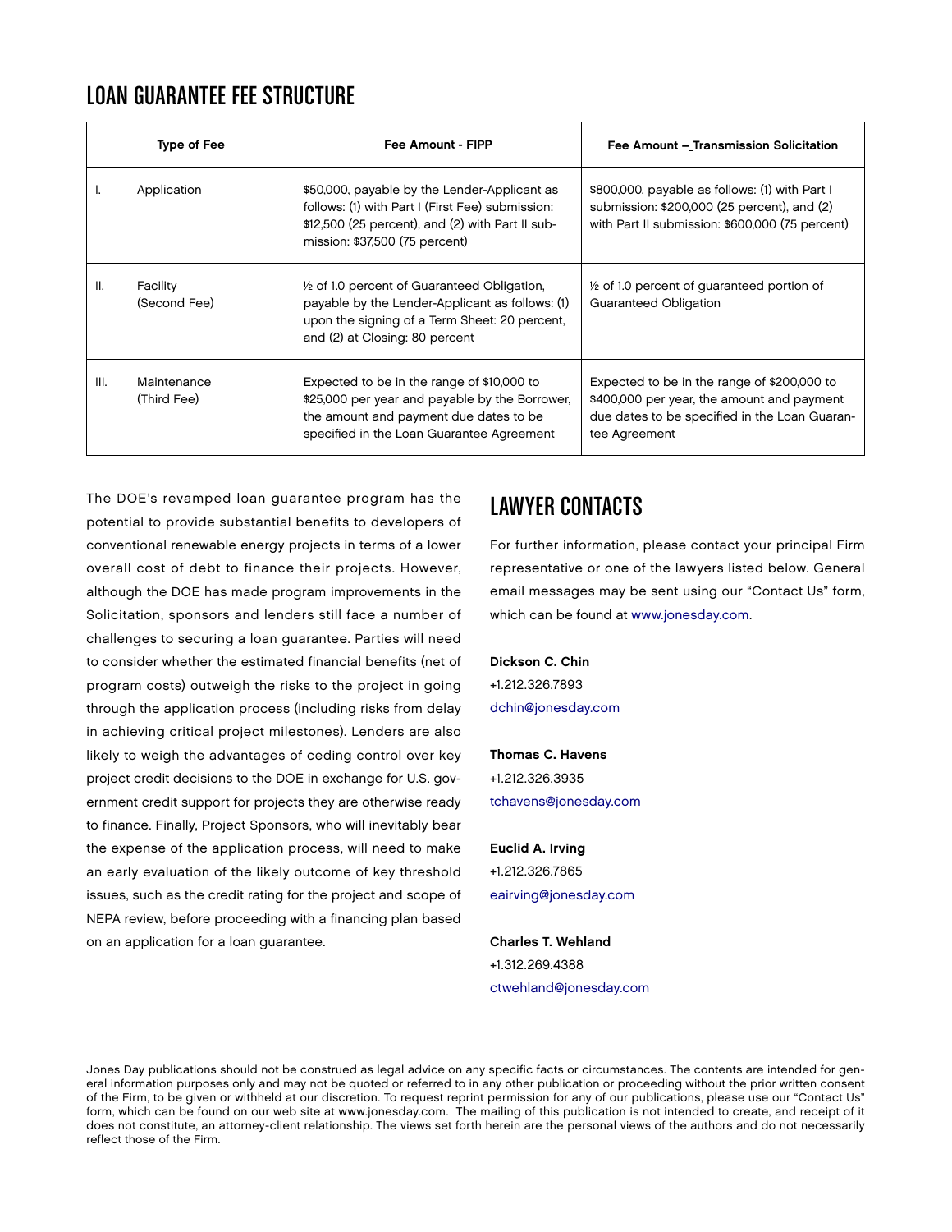## LOAN GUARANTEE FEE STRUCTURE

| Type of Fee | Fee Amount - FIPP | Fee Amount – Transmission Solicitation |
|---|---|---|
| I. Application | $50,000, payable by the Lender-Applicant as follows: (1) with Part I (First Fee) submission: $12,500 (25 percent), and (2) with Part II submission: $37,500 (75 percent) | $800,000, payable as follows: (1) with Part I submission: $200,000 (25 percent), and (2) with Part II submission: $600,000 (75 percent) |
| II. Facility (Second Fee) | ½ of 1.0 percent of Guaranteed Obligation, payable by the Lender-Applicant as follows: (1) upon the signing of a Term Sheet: 20 percent, and (2) at Closing: 80 percent | ½ of 1.0 percent of guaranteed portion of Guaranteed Obligation |
| III. Maintenance (Third Fee) | Expected to be in the range of $10,000 to $25,000 per year and payable by the Borrower, the amount and payment due dates to be specified in the Loan Guarantee Agreement | Expected to be in the range of $200,000 to $400,000 per year, the amount and payment due dates to be specified in the Loan Guarantee Agreement |

The DOE's revamped loan guarantee program has the potential to provide substantial benefits to developers of conventional renewable energy projects in terms of a lower overall cost of debt to finance their projects. However, although the DOE has made program improvements in the Solicitation, sponsors and lenders still face a number of challenges to securing a loan guarantee. Parties will need to consider whether the estimated financial benefits (net of program costs) outweigh the risks to the project in going through the application process (including risks from delay in achieving critical project milestones). Lenders are also likely to weigh the advantages of ceding control over key project credit decisions to the DOE in exchange for U.S. government credit support for projects they are otherwise ready to finance. Finally, Project Sponsors, who will inevitably bear the expense of the application process, will need to make an early evaluation of the likely outcome of key threshold issues, such as the credit rating for the project and scope of NEPA review, before proceeding with a financing plan based on an application for a loan guarantee.

## LAWYER CONTACTS

For further information, please contact your principal Firm representative or one of the lawyers listed below. General email messages may be sent using our "Contact Us" form, which can be found at www.jonesday.com.

**Dickson C. Chin**
+1.212.326.7893
dchin@jonesday.com

**Thomas C. Havens**
+1.212.326.3935
tchavens@jonesday.com

**Euclid A. Irving**
+1.212.326.7865
eairving@jonesday.com

**Charles T. Wehland**
+1.312.269.4388
ctwehland@jonesday.com

Jones Day publications should not be construed as legal advice on any specific facts or circumstances. The contents are intended for general information purposes only and may not be quoted or referred to in any other publication or proceeding without the prior written consent of the Firm, to be given or withheld at our discretion. To request reprint permission for any of our publications, please use our "Contact Us" form, which can be found on our web site at www.jonesday.com. The mailing of this publication is not intended to create, and receipt of it does not constitute, an attorney-client relationship. The views set forth herein are the personal views of the authors and do not necessarily reflect those of the Firm.